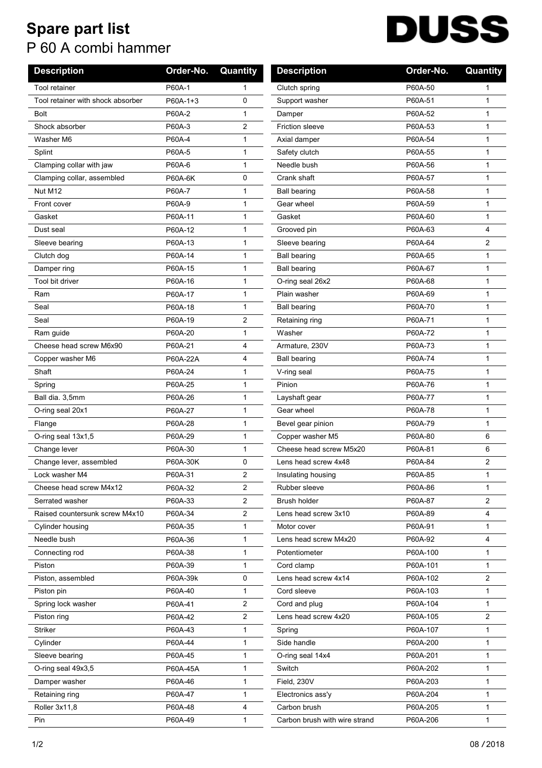# Spare part list

## P 60 A combi hammer

DUSS

| Description | Order-No. | Quantity |
|---|---|---|
| Tool retainer | P60A-1 | 1 |
| Tool retainer with shock absorber | P60A-1+3 | 0 |
| Bolt | P60A-2 | 1 |
| Shock absorber | P60A-3 | 2 |
| Washer M6 | P60A-4 | 1 |
| Splint | P60A-5 | 1 |
| Clamping collar with jaw | P60A-6 | 1 |
| Clamping collar, assembled | P60A-6K | 0 |
| Nut M12 | P60A-7 | 1 |
| Front cover | P60A-9 | 1 |
| Gasket | P60A-11 | 1 |
| Dust seal | P60A-12 | 1 |
| Sleeve bearing | P60A-13 | 1 |
| Clutch dog | P60A-14 | 1 |
| Damper ring | P60A-15 | 1 |
| Tool bit driver | P60A-16 | 1 |
| Ram | P60A-17 | 1 |
| Seal | P60A-18 | 1 |
| Seal | P60A-19 | 2 |
| Ram guide | P60A-20 | 1 |
| Cheese head screw M6x90 | P60A-21 | 4 |
| Copper washer M6 | P60A-22A | 4 |
| Shaft | P60A-24 | 1 |
| Spring | P60A-25 | 1 |
| Ball dia. 3,5mm | P60A-26 | 1 |
| O-ring seal 20x1 | P60A-27 | 1 |
| Flange | P60A-28 | 1 |
| O-ring seal 13x1,5 | P60A-29 | 1 |
| Change lever | P60A-30 | 1 |
| Change lever, assembled | P60A-30K | 0 |
| Lock washer M4 | P60A-31 | 2 |
| Cheese head screw M4x12 | P60A-32 | 2 |
| Serrated washer | P60A-33 | 2 |
| Raised countersunk screw M4x10 | P60A-34 | 2 |
| Cylinder housing | P60A-35 | 1 |
| Needle bush | P60A-36 | 1 |
| Connecting rod | P60A-38 | 1 |
| Piston | P60A-39 | 1 |
| Piston, assembled | P60A-39k | 0 |
| Piston pin | P60A-40 | 1 |
| Spring lock washer | P60A-41 | 2 |
| Piston ring | P60A-42 | 2 |
| Striker | P60A-43 | 1 |
| Cylinder | P60A-44 | 1 |
| Sleeve bearing | P60A-45 | 1 |
| O-ring seal 49x3,5 | P60A-45A | 1 |
| Damper washer | P60A-46 | 1 |
| Retaining ring | P60A-47 | 1 |
| Roller 3x11,8 | P60A-48 | 4 |
| Pin | P60A-49 | 1 |
| Clutch spring | P60A-50 | 1 |
| Support washer | P60A-51 | 1 |
| Damper | P60A-52 | 1 |
| Friction sleeve | P60A-53 | 1 |
| Axial damper | P60A-54 | 1 |
| Safety clutch | P60A-55 | 1 |
| Needle bush | P60A-56 | 1 |
| Crank shaft | P60A-57 | 1 |
| Ball bearing | P60A-58 | 1 |
| Gear wheel | P60A-59 | 1 |
| Gasket | P60A-60 | 1 |
| Grooved pin | P60A-63 | 4 |
| Sleeve bearing | P60A-64 | 2 |
| Ball bearing | P60A-65 | 1 |
| Ball bearing | P60A-67 | 1 |
| O-ring seal 26x2 | P60A-68 | 1 |
| Plain washer | P60A-69 | 1 |
| Ball bearing | P60A-70 | 1 |
| Retaining ring | P60A-71 | 1 |
| Washer | P60A-72 | 1 |
| Armature, 230V | P60A-73 | 1 |
| Ball bearing | P60A-74 | 1 |
| V-ring seal | P60A-75 | 1 |
| Pinion | P60A-76 | 1 |
| Layshaft gear | P60A-77 | 1 |
| Gear wheel | P60A-78 | 1 |
| Bevel gear pinion | P60A-79 | 1 |
| Copper washer M5 | P60A-80 | 6 |
| Cheese head screw M5x20 | P60A-81 | 6 |
| Lens head screw 4x48 | P60A-84 | 2 |
| Insulating housing | P60A-85 | 1 |
| Rubber sleeve | P60A-86 | 1 |
| Brush holder | P60A-87 | 2 |
| Lens head screw 3x10 | P60A-89 | 4 |
| Motor cover | P60A-91 | 1 |
| Lens head screw M4x20 | P60A-92 | 4 |
| Potentiometer | P60A-100 | 1 |
| Cord clamp | P60A-101 | 1 |
| Lens head screw 4x14 | P60A-102 | 2 |
| Cord sleeve | P60A-103 | 1 |
| Cord and plug | P60A-104 | 1 |
| Lens head screw 4x20 | P60A-105 | 2 |
| Spring | P60A-107 | 1 |
| Side handle | P60A-200 | 1 |
| O-ring seal 14x4 | P60A-201 | 1 |
| Switch | P60A-202 | 1 |
| Field, 230V | P60A-203 | 1 |
| Electronics ass'y | P60A-204 | 1 |
| Carbon brush | P60A-205 | 1 |
| Carbon brush with wire strand | P60A-206 | 1 |

08 / 2018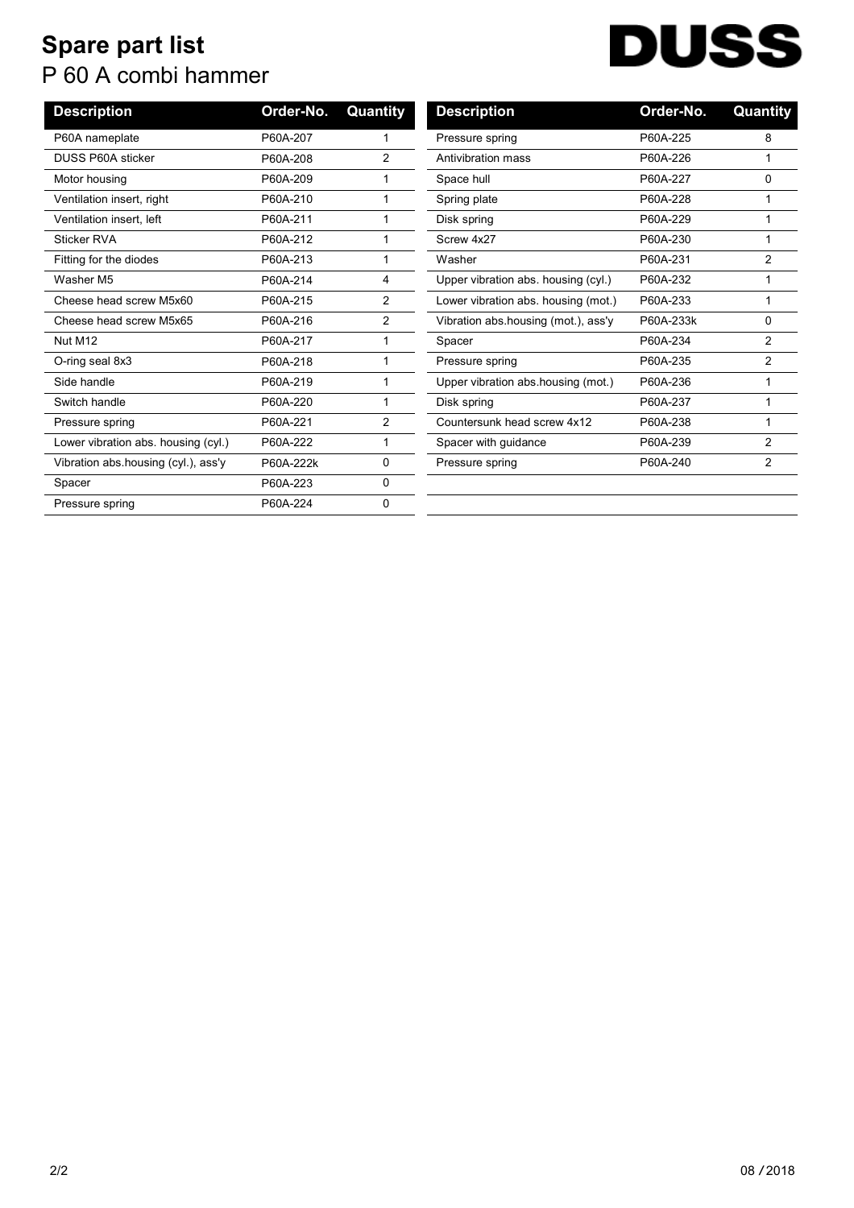# Spare part list

P 60 A combi hammer

DUSS

| Description | Order-No. | Quantity |
|---|---|---|
| P60A nameplate | P60A-207 | 1 |
| DUSS P60A sticker | P60A-208 | 2 |
| Motor housing | P60A-209 | 1 |
| Ventilation insert, right | P60A-210 | 1 |
| Ventilation insert, left | P60A-211 | 1 |
| Sticker RVA | P60A-212 | 1 |
| Fitting for the diodes | P60A-213 | 1 |
| Washer M5 | P60A-214 | 4 |
| Cheese head screw M5x60 | P60A-215 | 2 |
| Cheese head screw M5x65 | P60A-216 | 2 |
| Nut M12 | P60A-217 | 1 |
| O-ring seal 8x3 | P60A-218 | 1 |
| Side handle | P60A-219 | 1 |
| Switch handle | P60A-220 | 1 |
| Pressure spring | P60A-221 | 2 |
| Lower vibration abs. housing (cyl.) | P60A-222 | 1 |
| Vibration abs.housing (cyl.), ass'y | P60A-222k | 0 |
| Spacer | P60A-223 | 0 |
| Pressure spring | P60A-224 | 0 |
| Pressure spring | P60A-225 | 8 |
| Antivibration mass | P60A-226 | 1 |
| Space hull | P60A-227 | 0 |
| Spring plate | P60A-228 | 1 |
| Disk spring | P60A-229 | 1 |
| Screw 4x27 | P60A-230 | 1 |
| Washer | P60A-231 | 2 |
| Upper vibration abs. housing (cyl.) | P60A-232 | 1 |
| Lower vibration abs. housing (mot.) | P60A-233 | 1 |
| Vibration abs.housing (mot.), ass'y | P60A-233k | 0 |
| Spacer | P60A-234 | 2 |
| Pressure spring | P60A-235 | 2 |
| Upper vibration abs.housing (mot.) | P60A-236 | 1 |
| Disk spring | P60A-237 | 1 |
| Countersunk head screw 4x12 | P60A-238 | 1 |
| Spacer with guidance | P60A-239 | 2 |
| Pressure spring | P60A-240 | 2 |

08 / 2018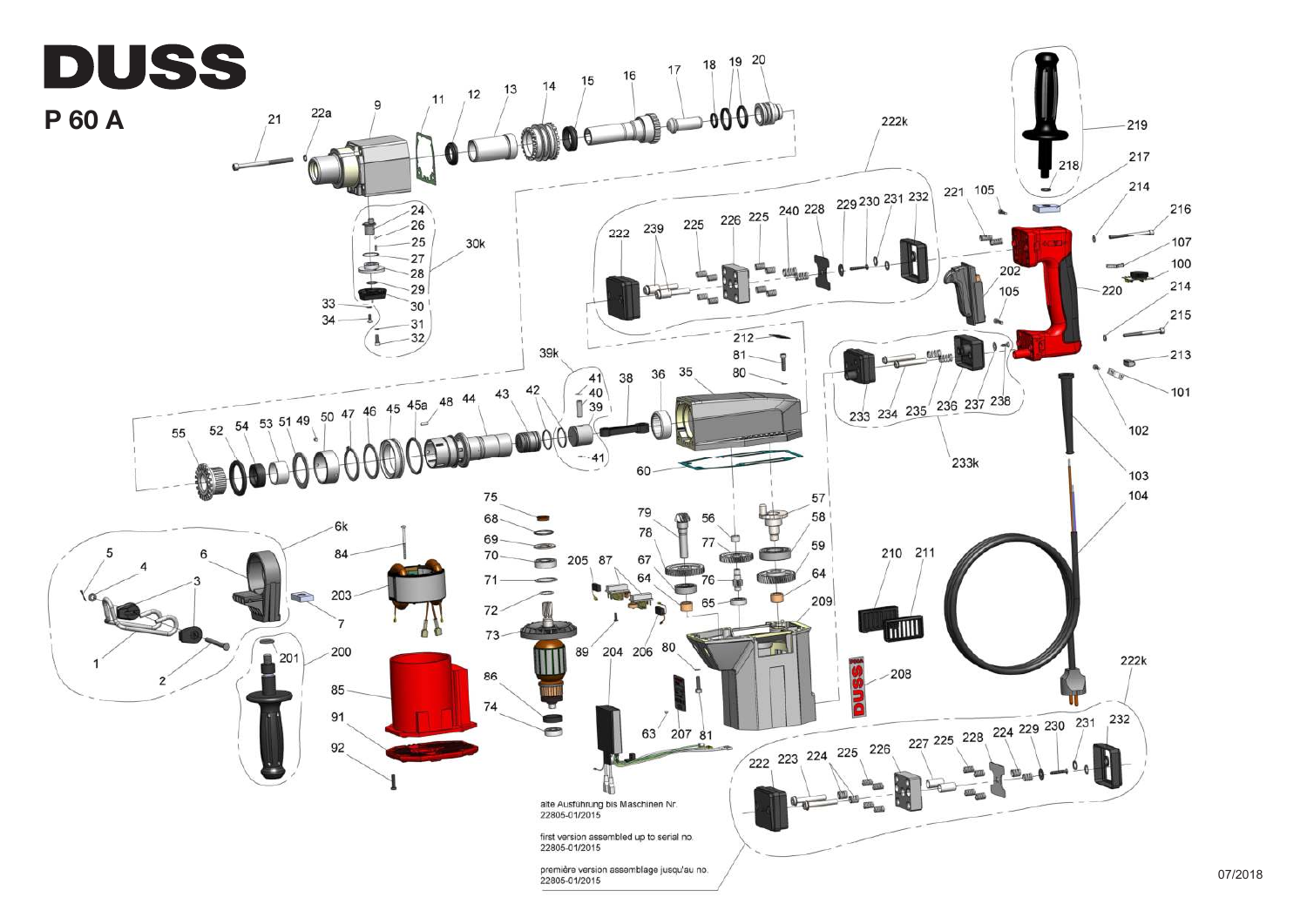# DUSS

## P 60 A

21 22a 9 11 12 13 14 15 16 17 18 19 20

222k

219

218

217

214

216

107

100

214

215

213

101

102

103

104

24 26 25 27 28 29 30 31 32 33 34 30k

222 239 225 226 225 240 228 229 230 231 232 221 105

202 105 220

212 81 80

233 234 235 236 237 238 233k

39k 41 40 39 41 38 36 35

55 52 54 53 51 49 50 47 46 45 45a 48 44 43 42

60

75 68 69 70 71 72 73 86 74

6k 5 4 3 6 1 2 7 84 203

79 78 56 77 67 64 76 65 57 58 59 64 209

205 87 89 204 206 80

200 201 85 91 92

63 207 81

210 211

208

222k

222 223 224 225 226 227 225 228 224 229 230 231 232

alte Ausführung bis Maschinen Nr. 22805-01/2015

first version assembled up to serial no. 22805-01/2015

première version assemblage jusqu'au no. 22805-01/2015

07/2018